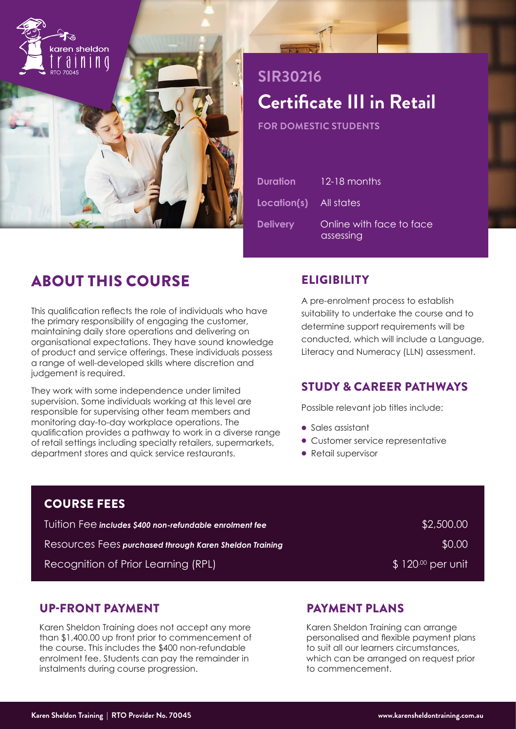karen sheldon training
RTO 70045

# SIR30216

# Certificate III in Retail

**FOR DOMESTIC STUDENTS**

| | |
|---|---|
| **Duration** | 12-18 months |
| **Location(s)** | All states |
| **Delivery** | Online with face to face assessing |

## ABOUT THIS COURSE

This qualification reflects the role of individuals who have the primary responsibility of engaging the customer, maintaining daily store operations and delivering on organisational expectations. They have sound knowledge of product and service offerings. These individuals possess a range of well-developed skills where discretion and judgement is required.

They work with some independence under limited supervision. Some individuals working at this level are responsible for supervising other team members and monitoring day-to-day workplace operations. The qualification provides a pathway to work in a diverse range of retail settings including specialty retailers, supermarkets, department stores and quick service restaurants.

## ELIGIBILITY

A pre-enrolment process to establish suitability to undertake the course and to determine support requirements will be conducted, which will include a Language, Literacy and Numeracy (LLN) assessment.

## STUDY & CAREER PATHWAYS

Possible relevant job titles include:

- Sales assistant
- Customer service representative
- Retail supervisor

## COURSE FEES

| | |
|---|---|
| Tuition Fee ***includes $400 non-refundable enrolment fee*** | $2,500.00 |
| Resources Fees ***purchased through Karen Sheldon Training*** | $0.00 |
| Recognition of Prior Learning (RPL) | $ 120.00 per unit |

## UP-FRONT PAYMENT

Karen Sheldon Training does not accept any more than $1,400.00 up front prior to commencement of the course. This includes the $400 non-refundable enrolment fee. Students can pay the remainder in instalments during course progression.

## PAYMENT PLANS

Karen Sheldon Training can arrange personalised and flexible payment plans to suit all our learners circumstances, which can be arranged on request prior to commencement.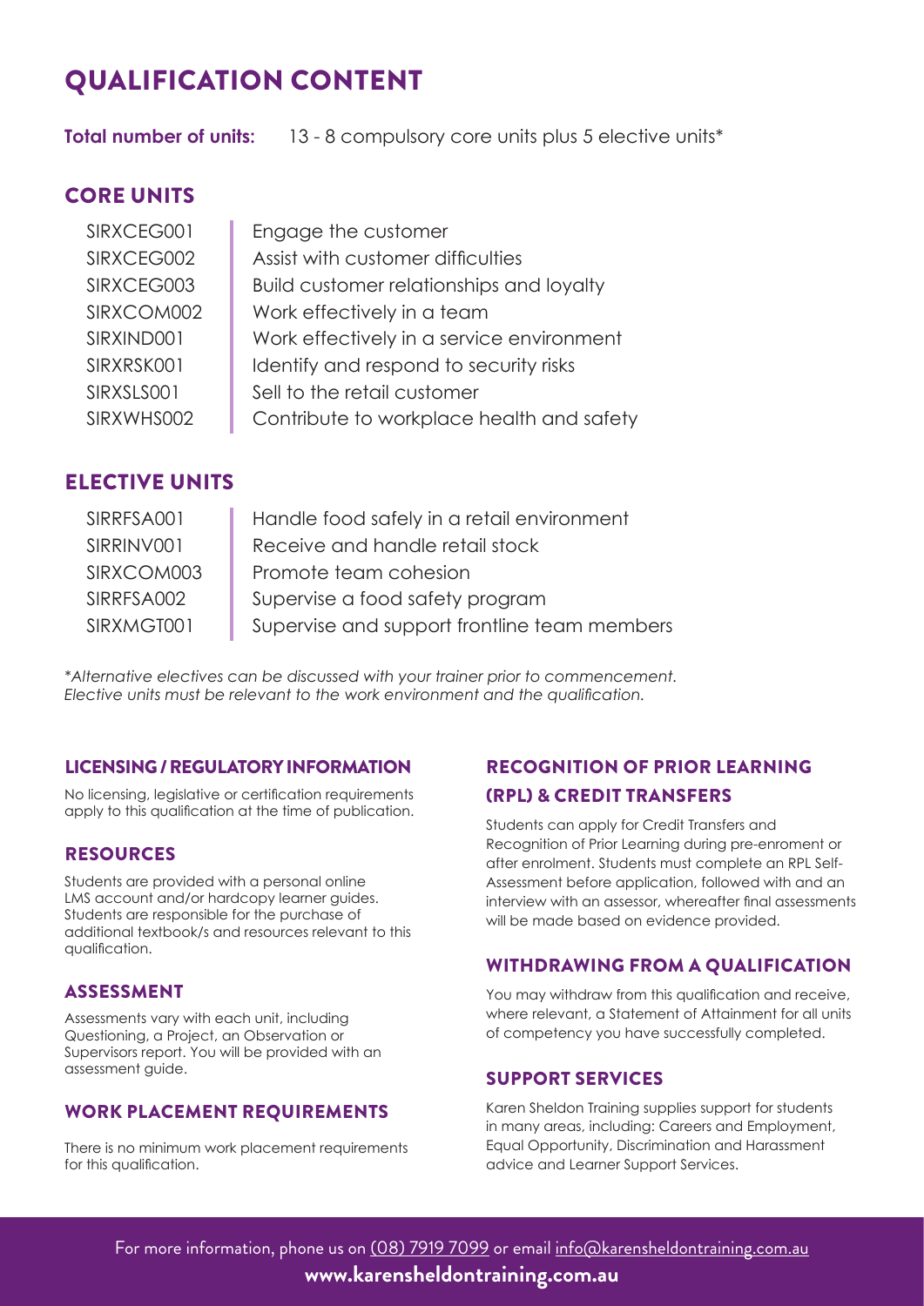# QUALIFICATION CONTENT

**Total number of units:** 13 - 8 compulsory core units plus 5 elective units*

## CORE UNITS

| | |
|---|---|
| SIRXCEG001 | Engage the customer |
| SIRXCEG002 | Assist with customer difficulties |
| SIRXCEG003 | Build customer relationships and loyalty |
| SIRXCOM002 | Work effectively in a team |
| SIRXIND001 | Work effectively in a service environment |
| SIRXRSK001 | Identify and respond to security risks |
| SIRXSLS001 | Sell to the retail customer |
| SIRXWHS002 | Contribute to workplace health and safety |

## ELECTIVE UNITS

| | |
|---|---|
| SIRRFSA001 | Handle food safely in a retail environment |
| SIRRINV001 | Receive and handle retail stock |
| SIRXCOM003 | Promote team cohesion |
| SIRRFSA002 | Supervise a food safety program |
| SIRXMGT001 | Supervise and support frontline team members |

*\*Alternative electives can be discussed with your trainer prior to commencement. Elective units must be relevant to the work environment and the qualification.*

### LICENSING / REGULATORY INFORMATION

No licensing, legislative or certification requirements apply to this qualification at the time of publication.

### RESOURCES

Students are provided with a personal online LMS account and/or hardcopy learner guides. Students are responsible for the purchase of additional textbook/s and resources relevant to this qualification.

### ASSESSMENT

Assessments vary with each unit, including Questioning, a Project, an Observation or Supervisors report. You will be provided with an assessment guide.

### WORK PLACEMENT REQUIREMENTS

There is no minimum work placement requirements for this qualification.

### RECOGNITION OF PRIOR LEARNING (RPL) & CREDIT TRANSFERS

Students can apply for Credit Transfers and Recognition of Prior Learning during pre-enroment or after enrolment. Students must complete an RPL Self-Assessment before application, followed with and an interview with an assessor, whereafter final assessments will be made based on evidence provided.

### WITHDRAWING FROM A QUALIFICATION

You may withdraw from this qualification and receive, where relevant, a Statement of Attainment for all units of competency you have successfully completed.

### SUPPORT SERVICES

Karen Sheldon Training supplies support for students in many areas, including: Careers and Employment, Equal Opportunity, Discrimination and Harassment advice and Learner Support Services.

For more information, phone us on (08) 7919 7099 or email info@karensheldontraining.com.au

**www.karensheldontraining.com.au**